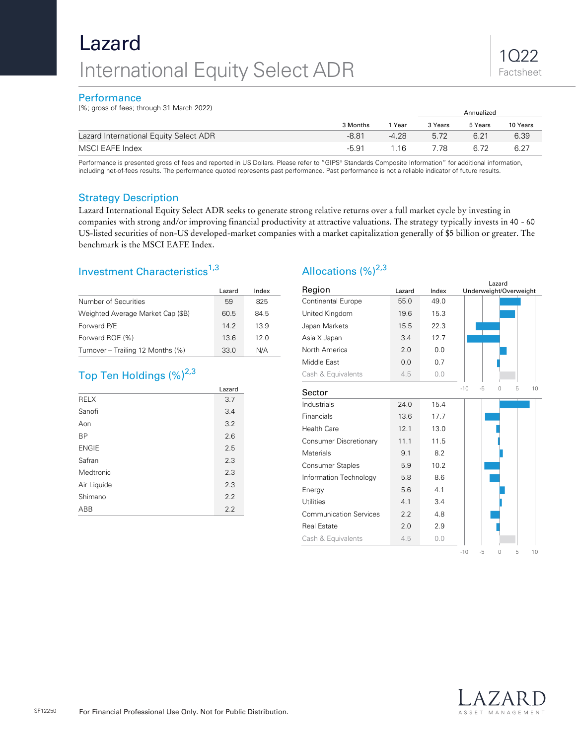# Lazard
## International Equity Select ADR

1Q22 Factsheet

## Performance

(%; gross of fees; through 31 March 2022)

| | 3 Months | 1 Year | 3 Years (Annualized) | 5 Years (Annualized) | 10 Years (Annualized) |
|---|---|---|---|---|---|
| Lazard International Equity Select ADR | -8.81 | -4.28 | 5.72 | 6.21 | 6.39 |
| MSCI EAFE Index | -5.91 | 1.16 | 7.78 | 6.72 | 6.27 |

Performance is presented gross of fees and reported in US Dollars. Please refer to "GIPS® Standards Composite Information" for additional information, including net-of-fees results. The performance quoted represents past performance. Past performance is not a reliable indicator of future results.

## Strategy Description

Lazard International Equity Select ADR seeks to generate strong relative returns over a full market cycle by investing in companies with strong and/or improving financial productivity at attractive valuations. The strategy typically invests in 40 - 60 US-listed securities of non-US developed-market companies with a market capitalization generally of $5 billion or greater. The benchmark is the MSCI EAFE Index.

## Investment Characteristics[1,3]

| | Lazard | Index |
|---|---|---|
| Number of Securities | 59 | 825 |
| Weighted Average Market Cap ($B) | 60.5 | 84.5 |
| Forward P/E | 14.2 | 13.9 |
| Forward ROE (%) | 13.6 | 12.0 |
| Turnover – Trailing 12 Months (%) | 33.0 | N/A |

## Top Ten Holdings (%)[2,3]

| | Lazard |
|---|---|
| RELX | 3.7 |
| Sanofi | 3.4 |
| Aon | 3.2 |
| BP | 2.6 |
| ENGIE | 2.5 |
| Safran | 2.3 |
| Medtronic | 2.3 |
| Air Liquide | 2.3 |
| Shimano | 2.2 |
| ABB | 2.2 |

## Allocations (%)[2,3]

| Region | Lazard | Index |
|---|---|---|
| Continental Europe | 55.0 | 49.0 |
| United Kingdom | 19.6 | 15.3 |
| Japan Markets | 15.5 | 22.3 |
| Asia X Japan | 3.4 | 12.7 |
| North America | 2.0 | 0.0 |
| Middle East | 0.0 | 0.7 |
| Cash & Equivalents | 4.5 | 0.0 |

| Sector | Lazard | Index |
|---|---|---|
| Industrials | 24.0 | 15.4 |
| Financials | 13.6 | 17.7 |
| Health Care | 12.1 | 13.0 |
| Consumer Discretionary | 11.1 | 11.5 |
| Materials | 9.1 | 8.2 |
| Consumer Staples | 5.9 | 10.2 |
| Information Technology | 5.8 | 8.6 |
| Energy | 5.6 | 4.1 |
| Utilities | 4.1 | 3.4 |
| Communication Services | 2.2 | 4.8 |
| Real Estate | 2.0 | 2.9 |
| Cash & Equivalents | 4.5 | 0.0 |

Lazard Underweight/Overweight

-10 -5 0 5 10

For Financial Professional Use Only. Not for Public Distribution.

SF12250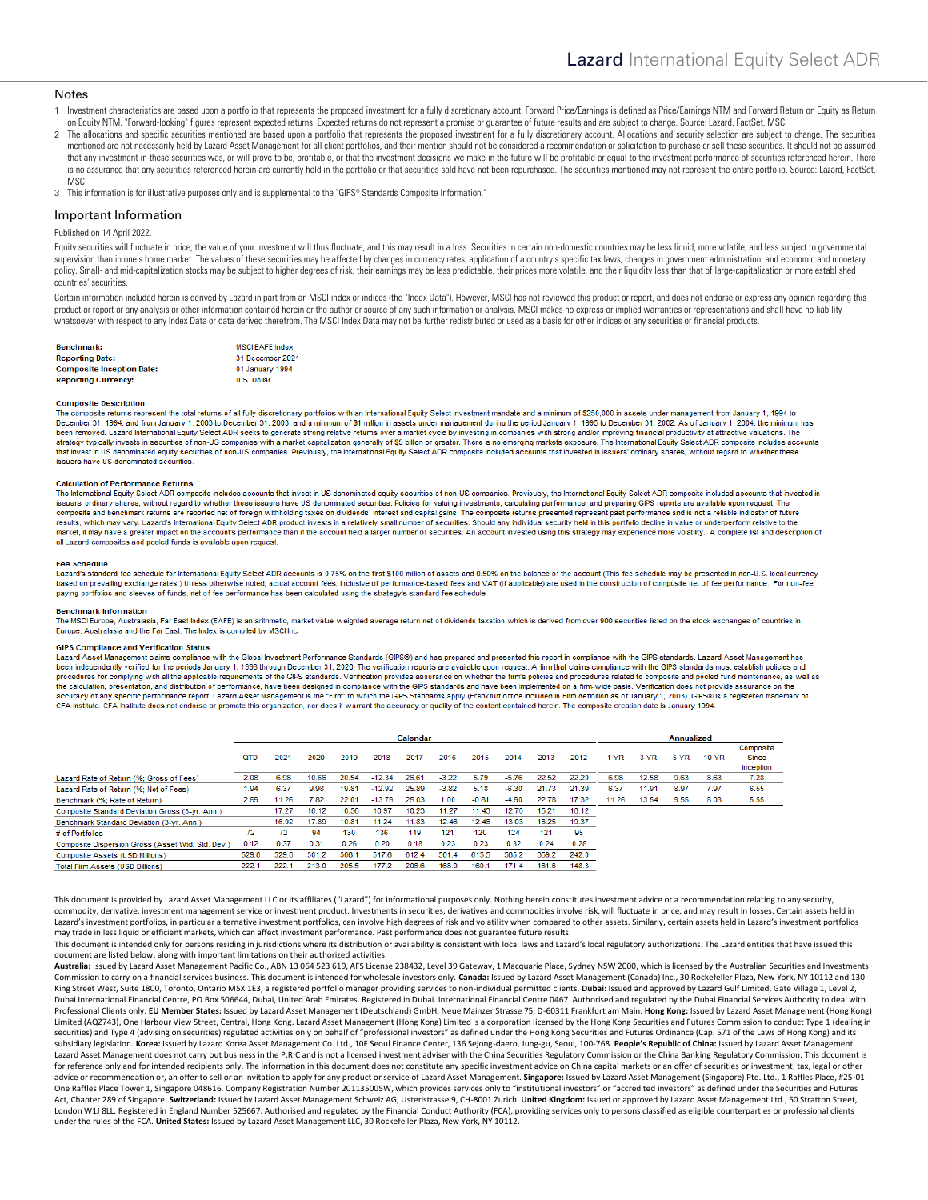## Notes

1. Investment characteristics are based upon a portfolio that represents the proposed investment for a fully discretionary account. Forward Price/Earnings is defined as Price/Earnings NTM and Forward Return on Equity as Return on Equity NTM. "Forward-looking" figures represent expected returns. Expected returns do not represent a promise or guarantee of future results and are subject to change. Source: Lazard, FactSet, MSCI
2. The allocations and specific securities mentioned are based upon a portfolio that represents the proposed investment for a fully discretionary account. Allocations and security selection are subject to change. The securities mentioned are not necessarily held by Lazard Asset Management for all client portfolios, and their mention should not be considered a recommendation or solicitation to purchase or sell these securities. It should not be assumed that any investment in these securities was, or will prove to be, profitable, or that the investment decisions we make in the future will be profitable or equal to the investment performance of securities referenced herein. There is no assurance that any securities referenced herein are currently held in the portfolio or that securities sold have not been repurchased. The securities mentioned may not represent the entire portfolio. Source: Lazard, FactSet, MSCI
3. This information is for illustrative purposes only and is supplemental to the "GIPS® Standards Composite Information."

## Important Information

Published on 14 April 2022.

Equity securities will fluctuate in price; the value of your investment will thus fluctuate, and this may result in a loss. Securities in certain non-domestic countries may be less liquid, more volatile, and less subject to governmental supervision than in one's home market. The values of these securities may be affected by changes in currency rates, application of a country's specific tax laws, changes in government administration, and economic and monetary policy. Small- and mid-capitalization stocks may be subject to higher degrees of risk, their earnings may be less predictable, their prices more volatile, and their liquidity less than that of large-capitalization or more established countries' securities.

Certain information included herein is derived by Lazard in part from an MSCI index or indices (the "Index Data"). However, MSCI has not reviewed this product or report, and does not endorse or express any opinion regarding this product or report or any analysis or other information contained herein or the author or source of any such information or analysis. MSCI makes no express or implied warranties or representations and shall have no liability whatsoever with respect to any Index Data or data derived therefrom. The MSCI Index Data may not be further redistributed or used as a basis for other indices or any securities or financial products.

| | |
|---|---|
| **Benchmark:** | MSCI EAFE Index |
| **Reporting Date:** | 31 December 2021 |
| **Composite Inception Date:** | 01 January 1994 |
| **Reporting Currency:** | U.S. Dollar |

**Composite Description**

The composite returns represent the total returns of all fully discretionary portfolios with an International Equity Select investment mandate and a minimum of $250,000 in assets under management from January 1, 1994 to December 31, 1994, and from January 1, 2003 to December 31, 2003, and a minimum of $1 million in assets under management during the period January 1, 1995 to December 31, 2002. As of January 1, 2004, the minimum has been removed. Lazard International Equity Select ADR seeks to generate strong relative returns over a market cycle by investing in companies with strong and/or improving financial productivity at attractive valuations. The strategy typically invests in securities of non-US companies with a market capitalization generally of $5 billion or greater. There is no emerging markets exposure. The International Equity Select ADR composite includes accounts that invest in US denominated equity securities of non-US companies. Previously, the International Equity Select ADR composite included accounts that invested in issuers' ordinary shares, without regard to whether these issuers have US denominated securities.

**Calculation of Performance Returns**

The International Equity Select ADR composite includes accounts that invest in US denominated equity securities of non-US companies. Previously, the International Equity Select ADR composite included accounts that invested in issuers' ordinary shares, without regard to whether these issuers have US denominated securities. Policies for valuing investments, calculating performance, and preparing GIPS reports are available upon request. The composite and benchmark returns are reported net of foreign withholding taxes on dividends, interest and capital gains. The composite returns presented represent past performance and is not a reliable indicator of future results, which may vary. Lazard's International Equity Select ADR product invests in a relatively small number of securities. Should any individual security held in this portfolio decline in value or underperform relative to the market, it may have a greater impact on the account's performance than if the account held a larger number of securities. An account invested using this strategy may experience more volatility. A complete list and description of all Lazard composites and pooled funds is available upon request.

**Fee Schedule**

Lazard's standard fee schedule for International Equity Select ADR accounts is 0.75% on the first $100 million of assets and 0.50% on the balance of the account (This fee schedule may be presented in non-U.S. local currency based on prevailing exchange rates.) Unless otherwise noted, actual account fees, inclusive of performance-based fees and VAT (if applicable) are used in the construction of composite net of fee performance. For non-fee paying portfolios and sleeves of funds, net of fee performance has been calculated using the strategy's standard fee schedule.

**Benchmark Information**

The MSCI Europe, Australasia, Far East Index (EAFE) is an arithmetic, market value-weighted average return net of dividends taxation which is derived from over 900 securities listed on the stock exchanges of countries in Europe, Australasia and the Far East. The index is compiled by MSCI Inc.

**GIPS Compliance and Verification Status**

Lazard Asset Management claims compliance with the Global Investment Performance Standards (GIPS®) and has prepared and presented this report in compliance with the GIPS standards. Lazard Asset Management has been independently verified for the periods January 1, 1993 through December 31, 2020. The verification reports are available upon request. A firm that claims compliance with the GIPS standards must establish policies and procedures for complying with all the applicable requirements of the GIPS standards. Verification provides assurance on whether the firm's policies and procedures related to composite and pooled fund maintenance, as well as the calculation, presentation, and distribution of performance, have been designed in compliance with the GIPS standards and have been implemented on a firm-wide basis. Verification does not provide assurance on the accuracy of any specific performance report. Lazard Asset Management is the "Firm" to which the GIPS Standards apply (Frankfurt office included in Firm definition as of January 1, 2003). GIPS® is a registered trademark of CFA Institute. CFA Institute does not endorse or promote this organization, nor does it warrant the accuracy or quality of the content contained herein. The composite creation date is January 1994.

| | Calendar | | | | | | | | | | | Annualized | | | | |
|---|---|---|---|---|---|---|---|---|---|---|---|---|---|---|---|---|
| | QTD | 2021 | 2020 | 2019 | 2018 | 2017 | 2016 | 2015 | 2014 | 2013 | 2012 | 1 YR | 3 YR | 5 YR | 10 YR | Composite Since Inception |
| Lazard Rate of Return (%; Gross of Fees) | 2.08 | 6.98 | 10.66 | 20.54 | -12.34 | 26.61 | -3.22 | 5.79 | -5.76 | 22.52 | 22.20 | 6.98 | 12.58 | 9.63 | 8.63 | 7.28 |
| Lazard Rate of Return (%; Net of Fees) | 1.94 | 6.37 | 9.98 | 19.81 | -12.92 | 25.89 | -3.82 | 5.18 | -6.30 | 21.73 | 21.39 | 6.37 | 11.91 | 8.97 | 7.97 | 6.55 |
| Benchmark (%; Rate of Return) | 2.69 | 11.26 | 7.82 | 22.01 | -13.79 | 25.03 | 1.00 | -0.81 | -4.90 | 22.78 | 17.32 | 11.26 | 13.54 | 9.55 | 8.03 | 5.55 |
| Composite Standard Deviation Gross (3-yr. Ann.) | | 17.27 | 18.12 | 10.56 | 10.97 | 10.23 | 11.27 | 11.43 | 12.70 | 15.21 | 18.12 | | | | | |
| Benchmark Standard Deviation (3-yr. Ann.) | | 16.92 | 17.89 | 10.81 | 11.24 | 11.83 | 12.46 | 12.46 | 13.03 | 16.25 | 19.37 | | | | | |
| # of Portfolios | 72 | 72 | 94 | 130 | 136 | 149 | 121 | 120 | 124 | 121 | 95 | | | | | |
| Composite Dispersion Gross (Asset Wtd. Std. Dev.) | 0.12 | 0.37 | 0.31 | 0.26 | 0.29 | 0.18 | 0.23 | 0.23 | 0.32 | 0.24 | 0.28 | | | | | |
| Composite Assets (USD Millions) | 529.6 | 529.6 | 501.2 | 508.1 | 517.6 | 612.4 | 501.4 | 615.5 | 585.2 | 359.2 | 242.0 | | | | | |
| Total Firm Assets (USD Billions) | 222.1 | 222.1 | 213.0 | 205.5 | 177.2 | 206.6 | 168.0 | 160.1 | 171.4 | 161.6 | 148.3 | | | | | |

This document is provided by Lazard Asset Management LLC or its affiliates ("Lazard") for informational purposes only. Nothing herein constitutes investment advice or a recommendation relating to any security, commodity, derivative, investment management service or investment product. Investments in securities, derivatives and commodities involve risk, will fluctuate in price, and may result in losses. Certain assets held in Lazard's investment portfolios, in particular alternative investment portfolios, can involve high degrees of risk and volatility when compared to other assets. Similarly, certain assets held in Lazard's investment portfolios may trade in less liquid or efficient markets, which can affect investment performance. Past performance does not guarantee future results.

This document is intended only for persons residing in jurisdictions where its distribution or availability is consistent with local laws and Lazard's local regulatory authorizations. The Lazard entities that have issued this document are listed below, along with important limitations on their authorized activities.

**Australia:** Issued by Lazard Asset Management Pacific Co., ABN 13 064 523 619, AFS License 238432, Level 39 Gateway, 1 Macquarie Place, Sydney NSW 2000, which is licensed by the Australian Securities and Investments Commission to carry on a financial services business. This document is intended for wholesale investors only. **Canada:** Issued by Lazard Asset Management (Canada) Inc., 30 Rockefeller Plaza, New York, NY 10112 and 130 King Street West, Suite 1800, Toronto, Ontario M5X 1E3, a registered portfolio manager providing services to non-individual permitted clients. **Dubai:** Issued and approved by Lazard Gulf Limited, Gate Village 1, Level 2, Dubai International Financial Centre, PO Box 506644, Dubai, United Arab Emirates. Registered in Dubai. International Financial Centre 0467. Authorised and regulated by the Dubai Financial Services Authority to deal with Professional Clients only. **EU Member States:** Issued by Lazard Asset Management (Deutschland) GmbH, Neue Mainzer Strasse 75, D-60311 Frankfurt am Main. **Hong Kong:** Issued by Lazard Asset Management (Hong Kong) Limited (AQZ743), One Harbour View Street, Central, Hong Kong. Lazard Asset Management (Hong Kong) Limited is a corporation licensed by the Hong Kong Securities and Futures Commission to conduct Type 1 (dealing in securities) and Type 4 (advising on securities) regulated activities only on behalf of "professional investors" as defined under the Hong Kong Securities and Futures Ordinance (Cap. 571 of the Laws of Hong Kong) and its subsidiary legislation. **Korea:** Issued by Lazard Korea Asset Management Co. Ltd., 10F Seoul Finance Center, 136 Sejong-daero, Jung-gu, Seoul, 100-768. **People's Republic of China:** Issued by Lazard Asset Management. Lazard Asset Management does not carry out business in the P.R.C and is not a licensed investment adviser with the China Securities Regulatory Commission or the China Banking Regulatory Commission. This document is for reference only and for intended recipients only. The information in this document does not constitute any specific investment advice on China capital markets or an offer of securities or investment, tax, legal or other advice or recommendation or, an offer to sell or an invitation to apply for any product or service of Lazard Asset Management. **Singapore:** Issued by Lazard Asset Management (Singapore) Pte. Ltd., 1 Raffles Place, #25-01 One Raffles Place Tower 1, Singapore 048616. Company Registration Number 201135005W, which provides services only to "institutional investors" or "accredited investors" as defined under the Securities and Futures Act, Chapter 289 of Singapore. **Switzerland:** Issued by Lazard Asset Management Schweiz AG, Usteristrasse 9, CH-8001 Zurich. **United Kingdom:** Issued or approved by Lazard Asset Management Ltd., 50 Stratton Street, London W1J 8LL. Registered in England Number 525667. Authorised and regulated by the Financial Conduct Authority (FCA), providing services only to persons classified as eligible counterparties or professional clients under the rules of the FCA. **United States:** Issued by Lazard Asset Management LLC, 30 Rockefeller Plaza, New York, NY 10112.